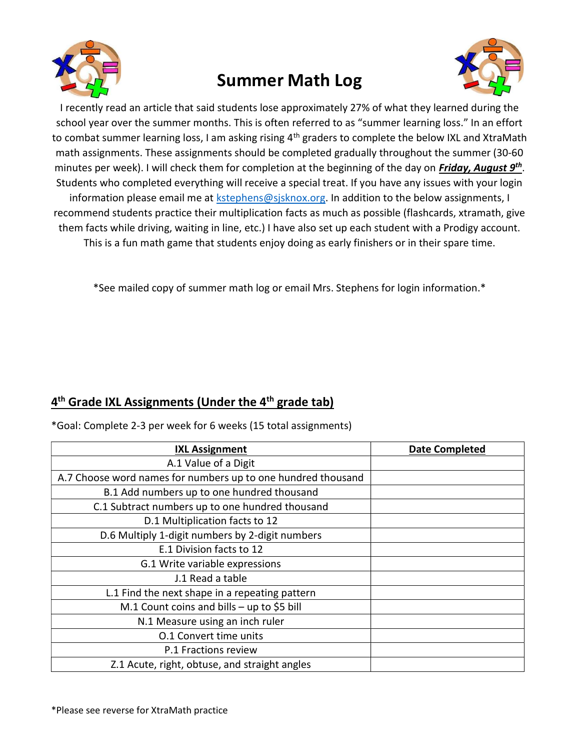# Summer Math Log

I recently read an article that said students lose approximately 27% of what they learned during the school year over the summer months. This is often referred to as "summer learning loss." In an effort to combat summer learning loss, I am asking rising 4th graders to complete the below IXL and XtraMath math assignments. These assignments should be completed gradually throughout the summer (30-60 minutes per week). I will check them for completion at the beginning of the day on ***Friday, August 9th***. Students who completed everything will receive a special treat. If you have any issues with your login information please email me at kstephens@sjsknox.org. In addition to the below assignments, I recommend students practice their multiplication facts as much as possible (flashcards, xtramath, give them facts while driving, waiting in line, etc.) I have also set up each student with a Prodigy account. This is a fun math game that students enjoy doing as early finishers or in their spare time.

*See mailed copy of summer math log or email Mrs. Stephens for login information.*

## 4th Grade IXL Assignments (Under the 4th grade tab)

*Goal: Complete 2-3 per week for 6 weeks (15 total assignments)

| IXL Assignment | Date Completed |
|---|---|
| A.1 Value of a Digit | |
| A.7 Choose word names for numbers up to one hundred thousand | |
| B.1 Add numbers up to one hundred thousand | |
| C.1 Subtract numbers up to one hundred thousand | |
| D.1 Multiplication facts to 12 | |
| D.6 Multiply 1-digit numbers by 2-digit numbers | |
| E.1 Division facts to 12 | |
| G.1 Write variable expressions | |
| J.1 Read a table | |
| L.1 Find the next shape in a repeating pattern | |
| M.1 Count coins and bills – up to $5 bill | |
| N.1 Measure using an inch ruler | |
| O.1 Convert time units | |
| P.1 Fractions review | |
| Z.1 Acute, right, obtuse, and straight angles | |

*Please see reverse for XtraMath practice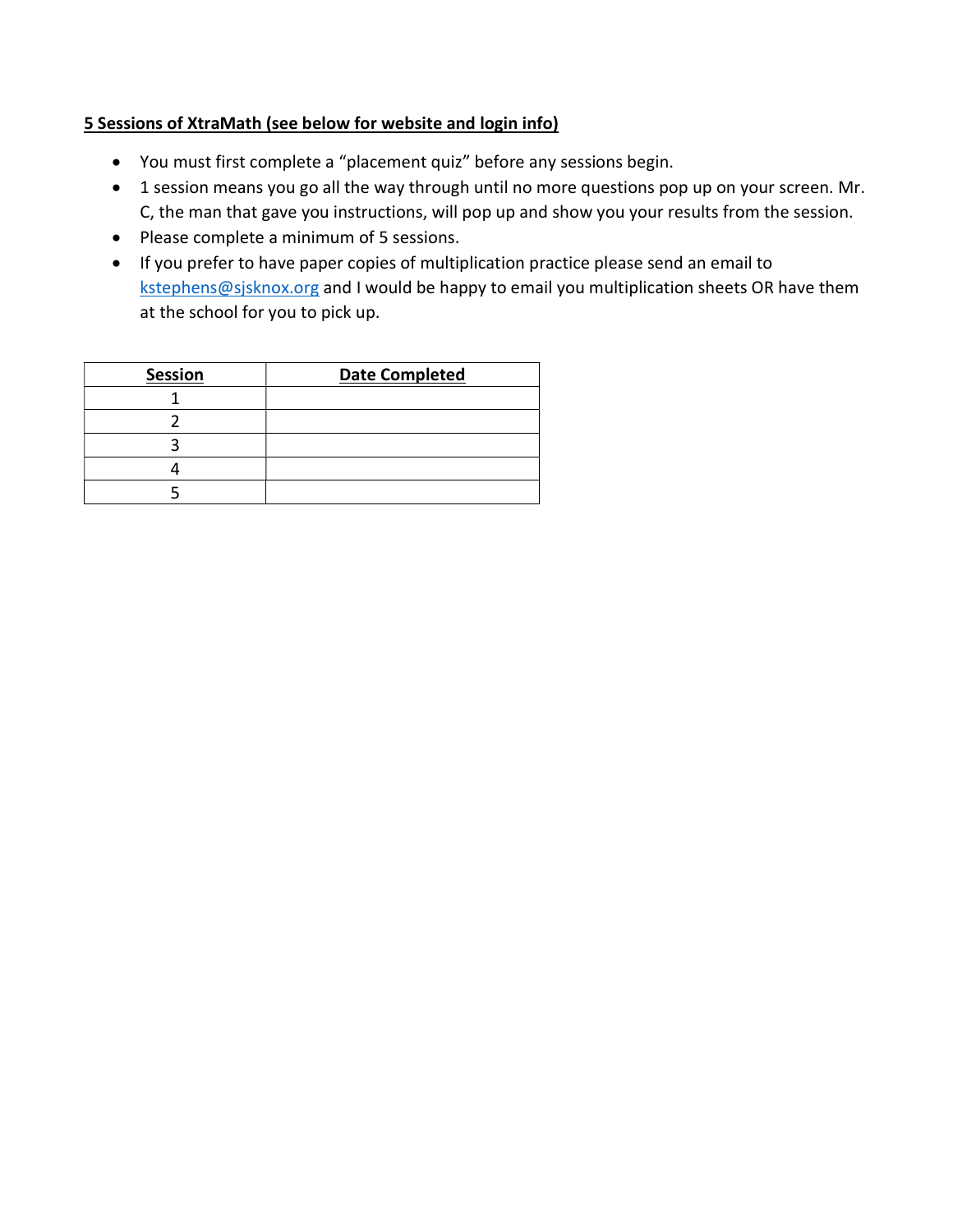**5 Sessions of XtraMath (see below for website and login info)**

- You must first complete a "placement quiz" before any sessions begin.
- 1 session means you go all the way through until no more questions pop up on your screen. Mr. C, the man that gave you instructions, will pop up and show you your results from the session.
- Please complete a minimum of 5 sessions.
- If you prefer to have paper copies of multiplication practice please send an email to kstephens@sjsknox.org and I would be happy to email you multiplication sheets OR have them at the school for you to pick up.

| **Session** | **Date Completed** |
| --- | --- |
| 1 | |
| 2 | |
| 3 | |
| 4 | |
| 5 | |